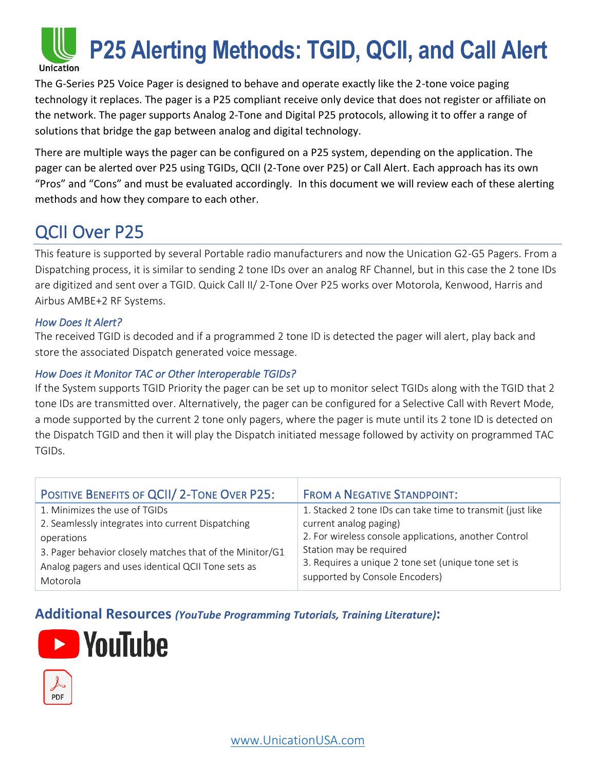# P25 Alerting Methods: TGID, QCII, and Call Alert

The G-Series P25 Voice Pager is designed to behave and operate exactly like the 2-tone voice paging technology it replaces. The pager is a P25 compliant receive only device that does not register or affiliate on the network. The pager supports Analog 2-Tone and Digital P25 protocols, allowing it to offer a range of solutions that bridge the gap between analog and digital technology.

There are multiple ways the pager can be configured on a P25 system, depending on the application. The pager can be alerted over P25 using TGIDs, QCII (2-Tone over P25) or Call Alert. Each approach has its own "Pros" and "Cons" and must be evaluated accordingly. In this document we will review each of these alerting methods and how they compare to each other.

## QCII Over P25

This feature is supported by several Portable radio manufacturers and now the Unication G2-G5 Pagers. From a Dispatching process, it is similar to sending 2 tone IDs over an analog RF Channel, but in this case the 2 tone IDs are digitized and sent over a TGID. Quick Call II/ 2-Tone Over P25 works over Motorola, Kenwood, Harris and Airbus AMBE+2 RF Systems.

### *How Does It Alert?*

The received TGID is decoded and if a programmed 2 tone ID is detected the pager will alert, play back and store the associated Dispatch generated voice message.

### *How Does it Monitor TAC or Other Interoperable TGIDs?*

If the System supports TGID Priority the pager can be set up to monitor select TGIDs along with the TGID that 2 tone IDs are transmitted over. Alternatively, the pager can be configured for a Selective Call with Revert Mode, a mode supported by the current 2 tone only pagers, where the pager is mute until its 2 tone ID is detected on the Dispatch TGID and then it will play the Dispatch initiated message followed by activity on programmed TAC TGIDs.

| Positive Benefits of QCII/ 2-Tone Over P25: | From a Negative Standpoint: |
|---|---|
| 1. Minimizes the use of TGIDs<br>2. Seamlessly integrates into current Dispatching operations<br>3. Pager behavior closely matches that of the Minitor/G1 Analog pagers and uses identical QCII Tone sets as Motorola | 1. Stacked 2 tone IDs can take time to transmit (just like current analog paging)<br>2. For wireless console applications, another Control Station may be required<br>3. Requires a unique 2 tone set (unique tone set is supported by Console Encoders) |

## Additional Resources *(YouTube Programming Tutorials, Training Literature)*:

YouTube

PDF

www.UnicationUSA.com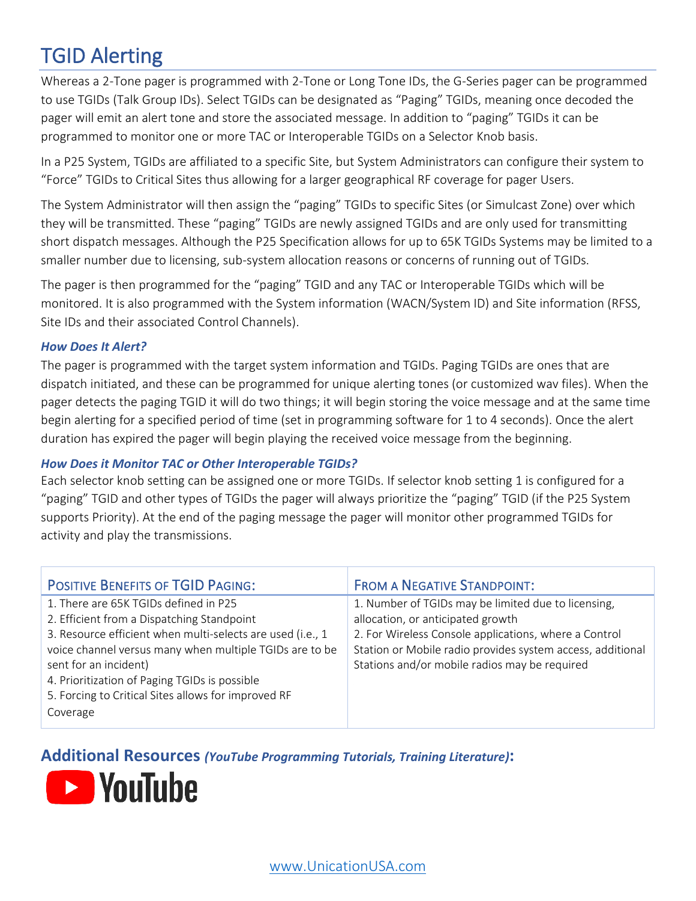# TGID Alerting

Whereas a 2-Tone pager is programmed with 2-Tone or Long Tone IDs, the G-Series pager can be programmed to use TGIDs (Talk Group IDs). Select TGIDs can be designated as "Paging" TGIDs, meaning once decoded the pager will emit an alert tone and store the associated message. In addition to "paging" TGIDs it can be programmed to monitor one or more TAC or Interoperable TGIDs on a Selector Knob basis.

In a P25 System, TGIDs are affiliated to a specific Site, but System Administrators can configure their system to "Force" TGIDs to Critical Sites thus allowing for a larger geographical RF coverage for pager Users.

The System Administrator will then assign the "paging" TGIDs to specific Sites (or Simulcast Zone) over which they will be transmitted. These "paging" TGIDs are newly assigned TGIDs and are only used for transmitting short dispatch messages. Although the P25 Specification allows for up to 65K TGIDs Systems may be limited to a smaller number due to licensing, sub-system allocation reasons or concerns of running out of TGIDs.

The pager is then programmed for the "paging" TGID and any TAC or Interoperable TGIDs which will be monitored. It is also programmed with the System information (WACN/System ID) and Site information (RFSS, Site IDs and their associated Control Channels).

### *How Does It Alert?*

The pager is programmed with the target system information and TGIDs. Paging TGIDs are ones that are dispatch initiated, and these can be programmed for unique alerting tones (or customized wav files). When the pager detects the paging TGID it will do two things; it will begin storing the voice message and at the same time begin alerting for a specified period of time (set in programming software for 1 to 4 seconds). Once the alert duration has expired the pager will begin playing the received voice message from the beginning.

### *How Does it Monitor TAC or Other Interoperable TGIDs?*

Each selector knob setting can be assigned one or more TGIDs. If selector knob setting 1 is configured for a "paging" TGID and other types of TGIDs the pager will always prioritize the "paging" TGID (if the P25 System supports Priority). At the end of the paging message the pager will monitor other programmed TGIDs for activity and play the transmissions.

| Positive Benefits of TGID Paging: | From a Negative Standpoint: |
| --- | --- |
| 1. There are 65K TGIDs defined in P25<br>2. Efficient from a Dispatching Standpoint<br>3. Resource efficient when multi-selects are used (i.e., 1 voice channel versus many when multiple TGIDs are to be sent for an incident)<br>4. Prioritization of Paging TGIDs is possible<br>5. Forcing to Critical Sites allows for improved RF Coverage | 1. Number of TGIDs may be limited due to licensing, allocation, or anticipated growth<br>2. For Wireless Console applications, where a Control Station or Mobile radio provides system access, additional Stations and/or mobile radios may be required |

## Additional Resources *(YouTube Programming Tutorials, Training Literature)*:

YouTube

www.UnicationUSA.com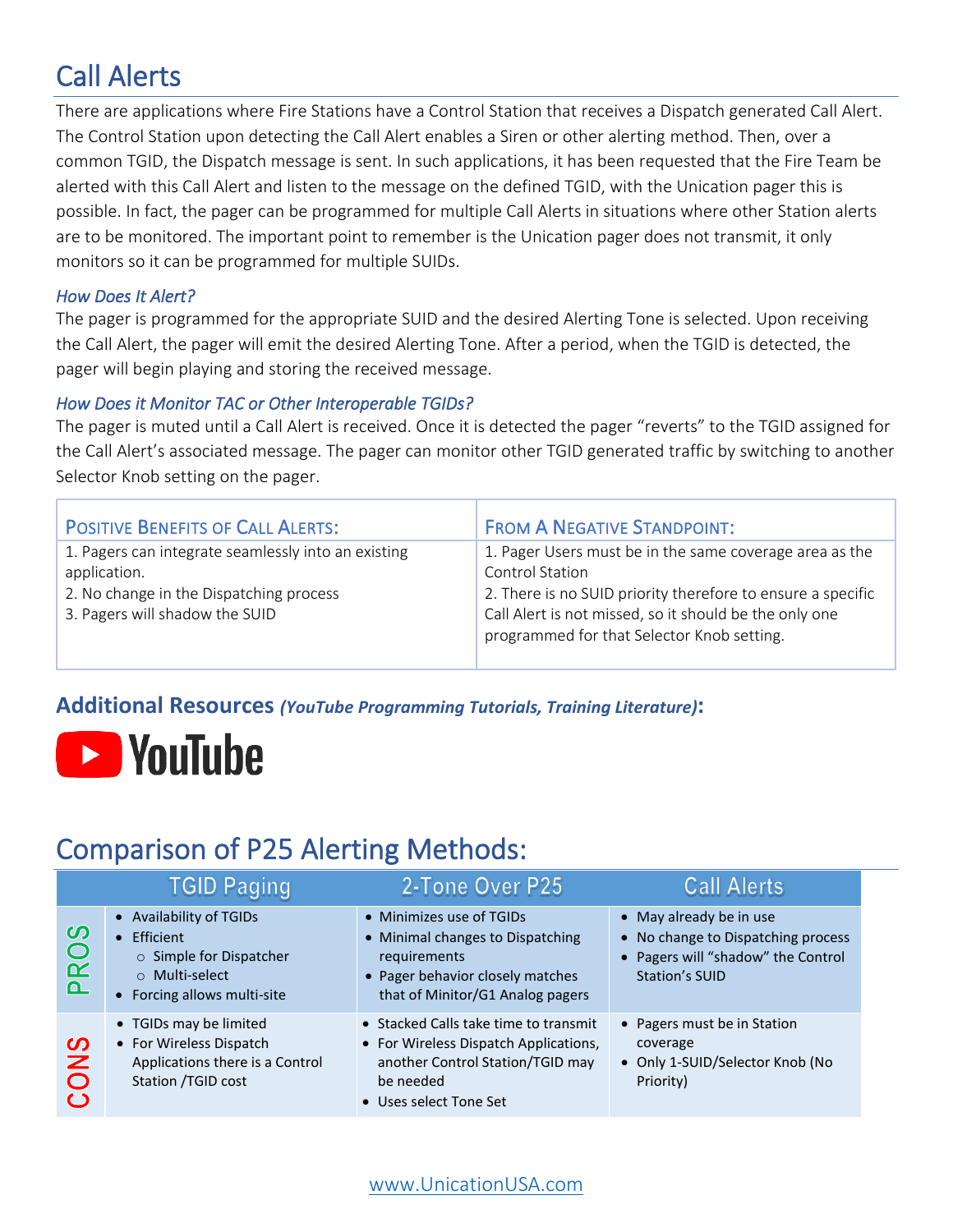## Call Alerts

There are applications where Fire Stations have a Control Station that receives a Dispatch generated Call Alert. The Control Station upon detecting the Call Alert enables a Siren or other alerting method. Then, over a common TGID, the Dispatch message is sent. In such applications, it has been requested that the Fire Team be alerted with this Call Alert and listen to the message on the defined TGID, with the Unication pager this is possible. In fact, the pager can be programmed for multiple Call Alerts in situations where other Station alerts are to be monitored. The important point to remember is the Unication pager does not transmit, it only monitors so it can be programmed for multiple SUIDs.

### *How Does It Alert?*

The pager is programmed for the appropriate SUID and the desired Alerting Tone is selected. Upon receiving the Call Alert, the pager will emit the desired Alerting Tone. After a period, when the TGID is detected, the pager will begin playing and storing the received message.

### *How Does it Monitor TAC or Other Interoperable TGIDs?*

The pager is muted until a Call Alert is received. Once it is detected the pager "reverts" to the TGID assigned for the Call Alert's associated message. The pager can monitor other TGID generated traffic by switching to another Selector Knob setting on the pager.

| Positive Benefits of Call Alerts: | From A Negative Standpoint: |
|---|---|
| 1. Pagers can integrate seamlessly into an existing application.<br>2. No change in the Dispatching process<br>3. Pagers will shadow the SUID | 1. Pager Users must be in the same coverage area as the Control Station<br>2. There is no SUID priority therefore to ensure a specific Call Alert is not missed, so it should be the only one programmed for that Selector Knob setting. |

### Additional Resources ***(YouTube Programming Tutorials, Training Literature)*:**

YouTube

## Comparison of P25 Alerting Methods:

| | TGID Paging | 2-Tone Over P25 | Call Alerts |
|---|---|---|---|
| PROS | • Availability of TGIDs<br>• Efficient<br>  ○ Simple for Dispatcher<br>  ○ Multi-select<br>• Forcing allows multi-site | • Minimizes use of TGIDs<br>• Minimal changes to Dispatching requirements<br>• Pager behavior closely matches that of Minitor/G1 Analog pagers | • May already be in use<br>• No change to Dispatching process<br>• Pagers will "shadow" the Control Station's SUID |
| CONS | • TGIDs may be limited<br>• For Wireless Dispatch Applications there is a Control Station /TGID cost | • Stacked Calls take time to transmit<br>• For Wireless Dispatch Applications, another Control Station/TGID may be needed<br>• Uses select Tone Set | • Pagers must be in Station coverage<br>• Only 1-SUID/Selector Knob (No Priority) |

www.UnicationUSA.com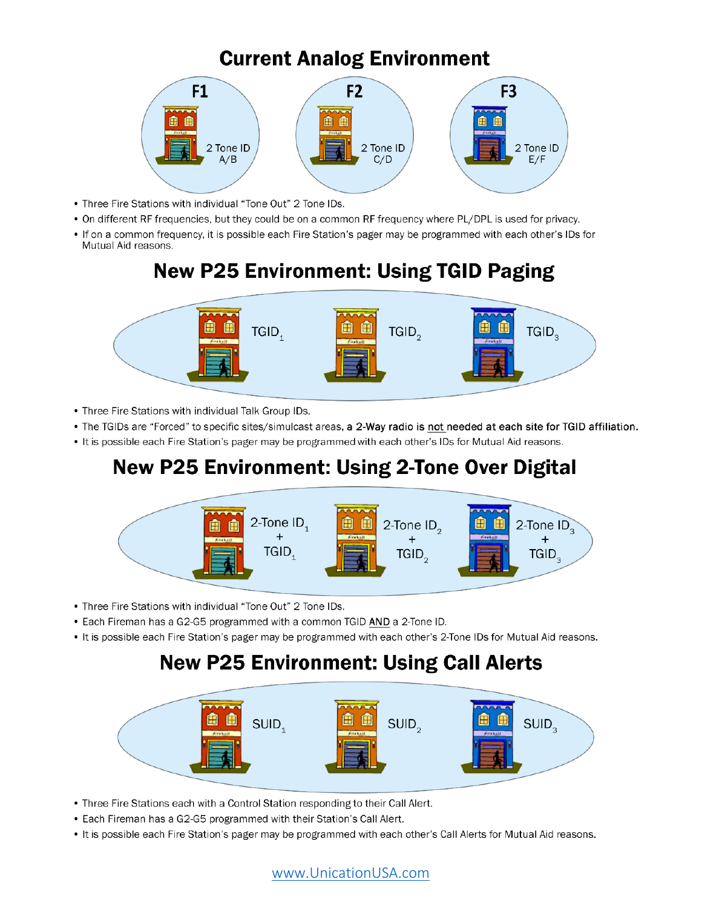# Current Analog Environment

F1

2 Tone ID A/B

F2

2 Tone ID C/D

F3

2 Tone ID E/F

- Three Fire Stations with individual "Tone Out" 2 Tone IDs.
- On different RF frequencies, but they could be on a common RF frequency where PL/DPL is used for privacy.
- If on a common frequency, it is possible each Fire Station's pager may be programmed with each other's IDs for Mutual Aid reasons.

# New P25 Environment: Using TGID Paging

$TGID_1$ $TGID_2$ $TGID_3$

- Three Fire Stations with individual Talk Group IDs.
- The TGIDs are "Forced" to specific sites/simulcast areas, **a 2-Way radio is not needed at each site for TGID affiliation.**
- It is possible each Fire Station's pager may be programmed with each other's IDs for Mutual Aid reasons.

# New P25 Environment: Using 2-Tone Over Digital

2-Tone $ID_1$ + $TGID_1$

2-Tone $ID_2$ + $TGID_2$

2-Tone $ID_3$ + $TGID_3$

- Three Fire Stations with individual "Tone Out" 2 Tone IDs.
- Each Fireman has a G2-G5 programmed with a common TGID AND a 2-Tone ID.
- It is possible each Fire Station's pager may be programmed with each other's 2-Tone IDs for Mutual Aid reasons.

# New P25 Environment: Using Call Alerts

$SUID_1$ $SUID_2$ $SUID_3$

- Three Fire Stations each with a Control Station responding to their Call Alert.
- Each Fireman has a G2-G5 programmed with their Station's Call Alert.
- It is possible each Fire Station's pager may be programmed with each other's Call Alerts for Mutual Aid reasons.

www.UnicationUSA.com